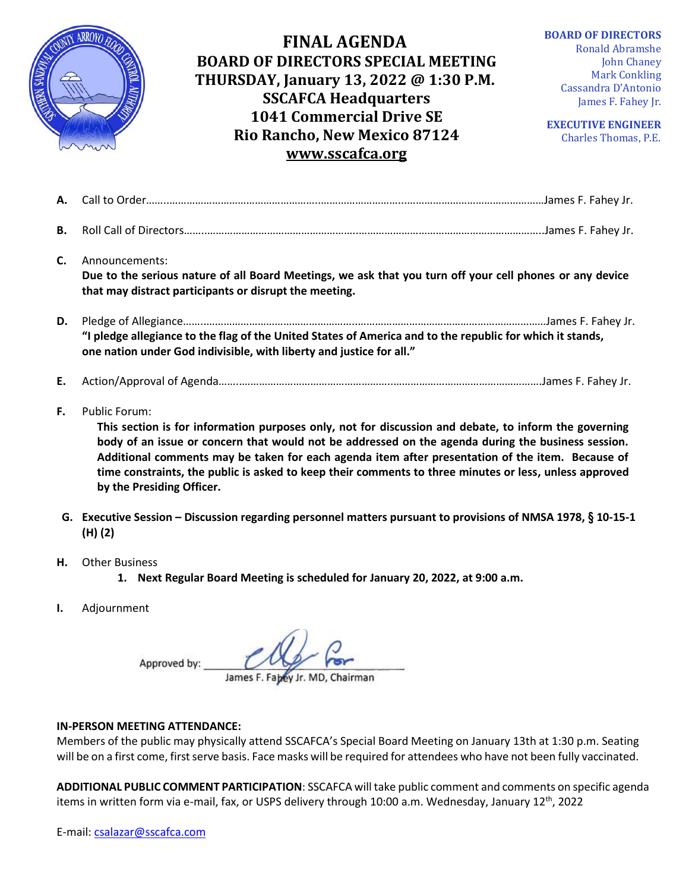# FINAL AGENDA

## BOARD OF DIRECTORS SPECIAL MEETING

**THURSDAY, January 13, 2022 @ 1:30 P.M.**
**SSCAFCA Headquarters**
**1041 Commercial Drive SE**
**Rio Rancho, New Mexico 87124**
**www.sscafca.org**

**BOARD OF DIRECTORS**
Ronald Abramshe
John Chaney
Mark Conkling
Cassandra D'Antonio
James F. Fahey Jr.

**EXECUTIVE ENGINEER**
Charles Thomas, P.E.

**A.** Call to Order……………………………………………………………………………James F. Fahey Jr.

**B.** Roll Call of Directors……………………………………………………………………James F. Fahey Jr.

**C.** Announcements:
**Due to the serious nature of all Board Meetings, we ask that you turn off your cell phones or any device that may distract participants or disrupt the meeting.**

**D.** Pledge of Allegiance……………………………………………………………………James F. Fahey Jr.
**"I pledge allegiance to the flag of the United States of America and to the republic for which it stands, one nation under God indivisible, with liberty and justice for all."**

**E.** Action/Approval of Agenda………………………………………………………………James F. Fahey Jr.

**F.** Public Forum:
**This section is for information purposes only, not for discussion and debate, to inform the governing body of an issue or concern that would not be addressed on the agenda during the business session. Additional comments may be taken for each agenda item after presentation of the item. Because of time constraints, the public is asked to keep their comments to three minutes or less, unless approved by the Presiding Officer.**

**G. Executive Session – Discussion regarding personnel matters pursuant to provisions of NMSA 1978, § 10-15-1 (H) (2)**

**H.** Other Business
1. **Next Regular Board Meeting is scheduled for January 20, 2022, at 9:00 a.m.**

**I.** Adjournment

Approved by: ______________________
James F. Fahey Jr. MD, Chairman

**IN-PERSON MEETING ATTENDANCE:**
Members of the public may physically attend SSCAFCA's Special Board Meeting on January 13th at 1:30 p.m. Seating will be on a first come, first serve basis. Face masks will be required for attendees who have not been fully vaccinated.

**ADDITIONAL PUBLIC COMMENT PARTICIPATION**: SSCAFCA will take public comment and comments on specific agenda items in written form via e-mail, fax, or USPS delivery through 10:00 a.m. Wednesday, January 12th, 2022

E-mail: csalazar@sscafca.com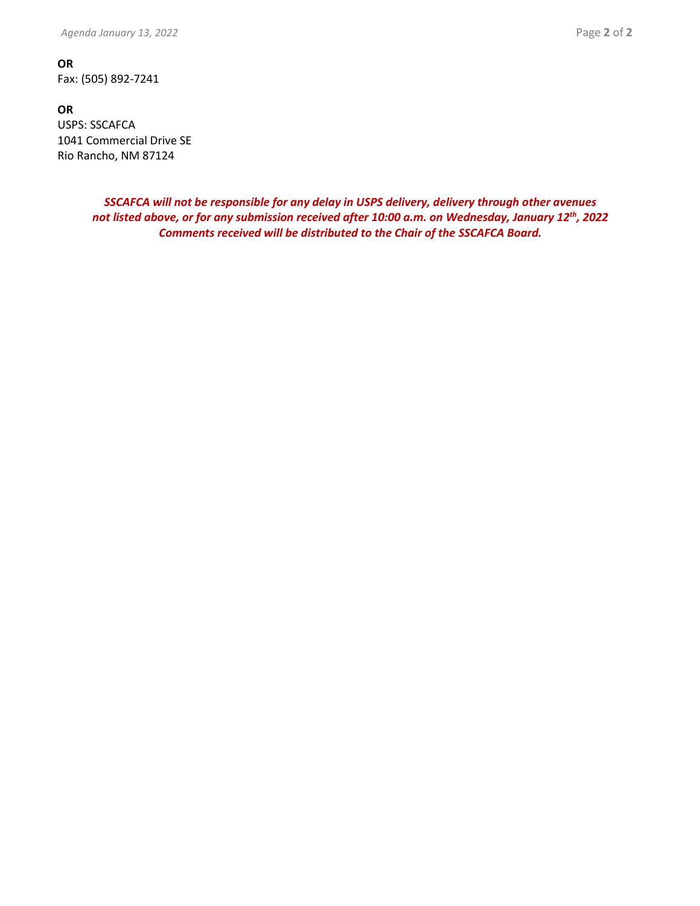**OR**
Fax: (505) 892-7241

**OR**
USPS: SSCAFCA
1041 Commercial Drive SE
Rio Rancho, NM 87124

***SSCAFCA will not be responsible for any delay in USPS delivery, delivery through other avenues not listed above, or for any submission received after 10:00 a.m. on Wednesday, January 12th, 2022 Comments received will be distributed to the Chair of the SSCAFCA Board.***